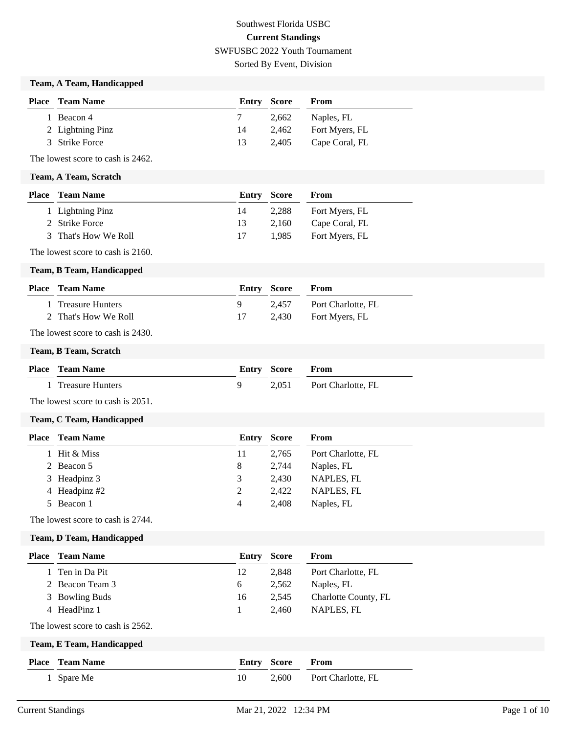Southwest Florida USBC

**Current Standings**

SWFUSBC 2022 Youth Tournament

Sorted By Event, Division

### Team, A Team, Handicapped

| Place | Team Name | Entry | Score | From |
|---|---|---|---|---|
| 1 | Beacon 4 | 7 | 2,662 | Naples, FL |
| 2 | Lightning Pinz | 14 | 2,462 | Fort Myers, FL |
| 3 | Strike Force | 13 | 2,405 | Cape Coral, FL |

The lowest score to cash is 2462.

### Team, A Team, Scratch

| Place | Team Name | Entry | Score | From |
|---|---|---|---|---|
| 1 | Lightning Pinz | 14 | 2,288 | Fort Myers, FL |
| 2 | Strike Force | 13 | 2,160 | Cape Coral, FL |
| 3 | That's How We Roll | 17 | 1,985 | Fort Myers, FL |

The lowest score to cash is 2160.

### Team, B Team, Handicapped

| Place | Team Name | Entry | Score | From |
|---|---|---|---|---|
| 1 | Treasure Hunters | 9 | 2,457 | Port Charlotte, FL |
| 2 | That's How We Roll | 17 | 2,430 | Fort Myers, FL |

The lowest score to cash is 2430.

### Team, B Team, Scratch

| Place | Team Name | Entry | Score | From |
|---|---|---|---|---|
| 1 | Treasure Hunters | 9 | 2,051 | Port Charlotte, FL |

The lowest score to cash is 2051.

### Team, C Team, Handicapped

| Place | Team Name | Entry | Score | From |
|---|---|---|---|---|
| 1 | Hit & Miss | 11 | 2,765 | Port Charlotte, FL |
| 2 | Beacon 5 | 8 | 2,744 | Naples, FL |
| 3 | Headpinz 3 | 3 | 2,430 | NAPLES, FL |
| 4 | Headpinz #2 | 2 | 2,422 | NAPLES, FL |
| 5 | Beacon 1 | 4 | 2,408 | Naples, FL |

The lowest score to cash is 2744.

### Team, D Team, Handicapped

| Place | Team Name | Entry | Score | From |
|---|---|---|---|---|
| 1 | Ten in Da Pit | 12 | 2,848 | Port Charlotte, FL |
| 2 | Beacon Team 3 | 6 | 2,562 | Naples, FL |
| 3 | Bowling Buds | 16 | 2,545 | Charlotte County, FL |
| 4 | HeadPinz 1 | 1 | 2,460 | NAPLES, FL |

The lowest score to cash is 2562.

### Team, E Team, Handicapped

| Place | Team Name | Entry | Score | From |
|---|---|---|---|---|
| 1 | Spare Me | 10 | 2,600 | Port Charlotte, FL |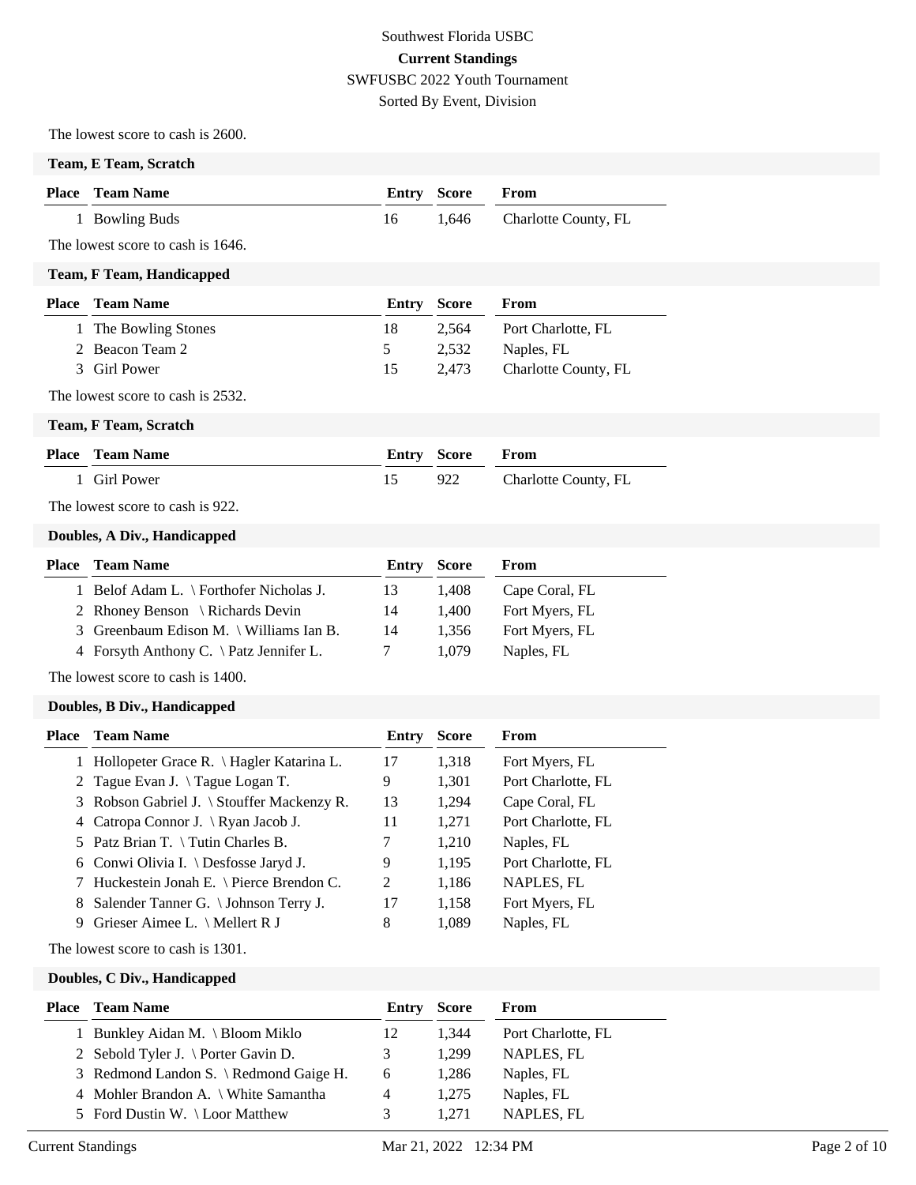Southwest Florida USBC

**Current Standings**

SWFUSBC 2022 Youth Tournament

Sorted By Event, Division

The lowest score to cash is 2600.

### Team, E Team, Scratch

| Place | Team Name | Entry | Score | From |
|---|---|---|---|---|
| 1 | Bowling Buds | 16 | 1,646 | Charlotte County, FL |

The lowest score to cash is 1646.

### Team, F Team, Handicapped

| Place | Team Name | Entry | Score | From |
|---|---|---|---|---|
| 1 | The Bowling Stones | 18 | 2,564 | Port Charlotte, FL |
| 2 | Beacon Team 2 | 5 | 2,532 | Naples, FL |
| 3 | Girl Power | 15 | 2,473 | Charlotte County, FL |

The lowest score to cash is 2532.

### Team, F Team, Scratch

| Place | Team Name | Entry | Score | From |
|---|---|---|---|---|
| 1 | Girl Power | 15 | 922 | Charlotte County, FL |

The lowest score to cash is 922.

### Doubles, A Div., Handicapped

| Place | Team Name | Entry | Score | From |
|---|---|---|---|---|
| 1 | Belof Adam L. \ Forthofer Nicholas J. | 13 | 1,408 | Cape Coral, FL |
| 2 | Rhoney Benson \ Richards Devin | 14 | 1,400 | Fort Myers, FL |
| 3 | Greenbaum Edison M. \ Williams Ian B. | 14 | 1,356 | Fort Myers, FL |
| 4 | Forsyth Anthony C. \ Patz Jennifer L. | 7 | 1,079 | Naples, FL |

The lowest score to cash is 1400.

### Doubles, B Div., Handicapped

| Place | Team Name | Entry | Score | From |
|---|---|---|---|---|
| 1 | Hollopeter Grace R. \ Hagler Katarina L. | 17 | 1,318 | Fort Myers, FL |
| 2 | Tague Evan J. \ Tague Logan T. | 9 | 1,301 | Port Charlotte, FL |
| 3 | Robson Gabriel J. \ Stouffer Mackenzy R. | 13 | 1,294 | Cape Coral, FL |
| 4 | Catropa Connor J. \ Ryan Jacob J. | 11 | 1,271 | Port Charlotte, FL |
| 5 | Patz Brian T. \ Tutin Charles B. | 7 | 1,210 | Naples, FL |
| 6 | Conwi Olivia I. \ Desfosse Jaryd J. | 9 | 1,195 | Port Charlotte, FL |
| 7 | Huckestein Jonah E. \ Pierce Brendon C. | 2 | 1,186 | NAPLES, FL |
| 8 | Salender Tanner G. \ Johnson Terry J. | 17 | 1,158 | Fort Myers, FL |
| 9 | Grieser Aimee L. \ Mellert R J | 8 | 1,089 | Naples, FL |

The lowest score to cash is 1301.

### Doubles, C Div., Handicapped

| Place | Team Name | Entry | Score | From |
|---|---|---|---|---|
| 1 | Bunkley Aidan M. \ Bloom Miklo | 12 | 1,344 | Port Charlotte, FL |
| 2 | Sebold Tyler J. \ Porter Gavin D. | 3 | 1,299 | NAPLES, FL |
| 3 | Redmond Landon S. \ Redmond Gaige H. | 6 | 1,286 | Naples, FL |
| 4 | Mohler Brandon A. \ White Samantha | 4 | 1,275 | Naples, FL |
| 5 | Ford Dustin W. \ Loor Matthew | 3 | 1,271 | NAPLES, FL |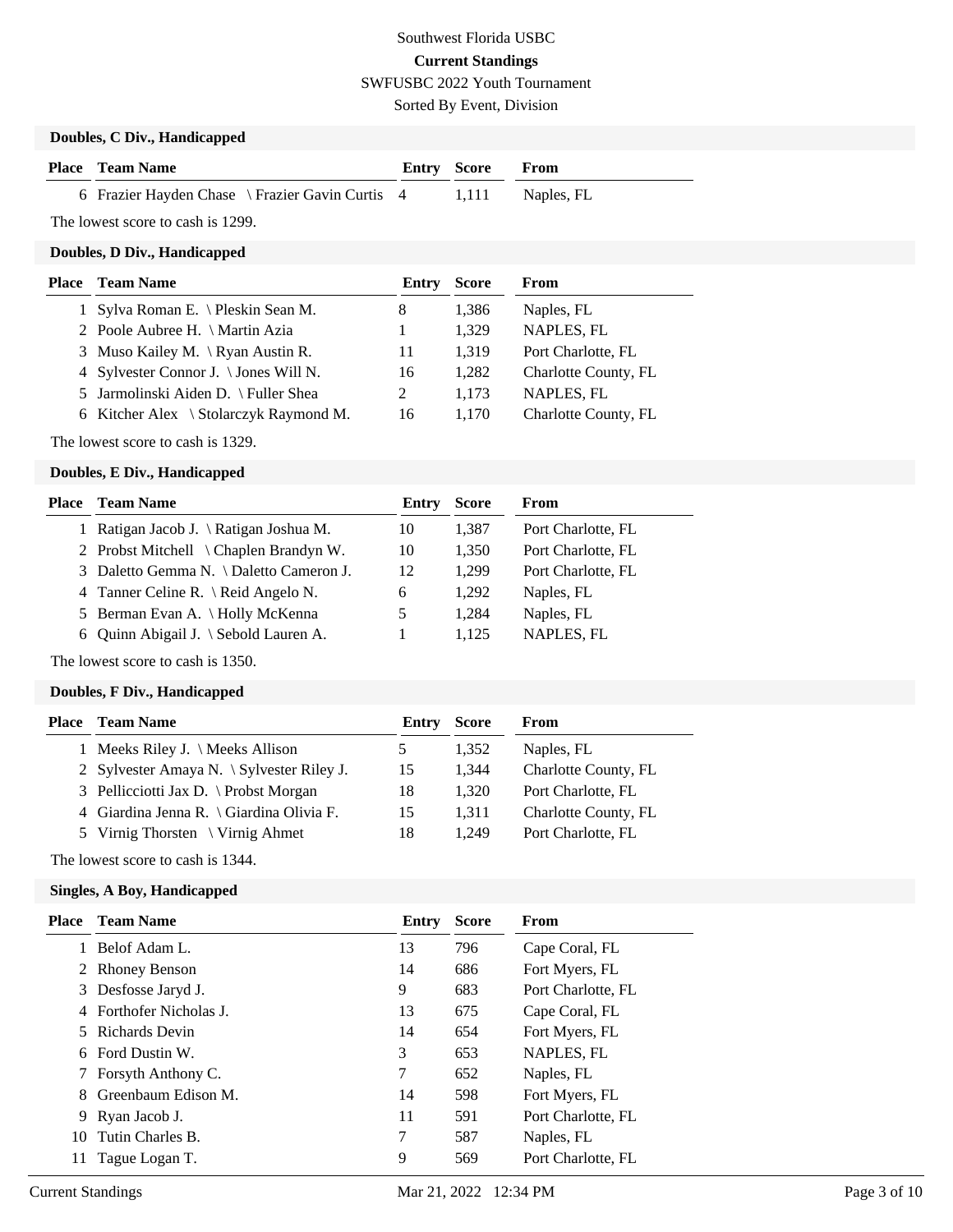Southwest Florida USBC

**Current Standings**

SWFUSBC 2022 Youth Tournament

Sorted By Event, Division

### Doubles, C Div., Handicapped

| Place | Team Name | Entry | Score | From |
|---|---|---|---|---|
| 6 | Frazier Hayden Chase \ Frazier Gavin Curtis | 4 | 1,111 | Naples, FL |

The lowest score to cash is 1299.

### Doubles, D Div., Handicapped

| Place | Team Name | Entry | Score | From |
|---|---|---|---|---|
| 1 | Sylva Roman E. \ Pleskin Sean M. | 8 | 1,386 | Naples, FL |
| 2 | Poole Aubree H. \ Martin Azia | 1 | 1,329 | NAPLES, FL |
| 3 | Muso Kailey M. \ Ryan Austin R. | 11 | 1,319 | Port Charlotte, FL |
| 4 | Sylvester Connor J. \ Jones Will N. | 16 | 1,282 | Charlotte County, FL |
| 5 | Jarmolinski Aiden D. \ Fuller Shea | 2 | 1,173 | NAPLES, FL |
| 6 | Kitcher Alex \ Stolarczyk Raymond M. | 16 | 1,170 | Charlotte County, FL |

The lowest score to cash is 1329.

### Doubles, E Div., Handicapped

| Place | Team Name | Entry | Score | From |
|---|---|---|---|---|
| 1 | Ratigan Jacob J. \ Ratigan Joshua M. | 10 | 1,387 | Port Charlotte, FL |
| 2 | Probst Mitchell \ Chaplen Brandyn W. | 10 | 1,350 | Port Charlotte, FL |
| 3 | Daletto Gemma N. \ Daletto Cameron J. | 12 | 1,299 | Port Charlotte, FL |
| 4 | Tanner Celine R. \ Reid Angelo N. | 6 | 1,292 | Naples, FL |
| 5 | Berman Evan A. \ Holly McKenna | 5 | 1,284 | Naples, FL |
| 6 | Quinn Abigail J. \ Sebold Lauren A. | 1 | 1,125 | NAPLES, FL |

The lowest score to cash is 1350.

### Doubles, F Div., Handicapped

| Place | Team Name | Entry | Score | From |
|---|---|---|---|---|
| 1 | Meeks Riley J. \ Meeks Allison | 5 | 1,352 | Naples, FL |
| 2 | Sylvester Amaya N. \ Sylvester Riley J. | 15 | 1,344 | Charlotte County, FL |
| 3 | Pellicciotti Jax D. \ Probst Morgan | 18 | 1,320 | Port Charlotte, FL |
| 4 | Giardina Jenna R. \ Giardina Olivia F. | 15 | 1,311 | Charlotte County, FL |
| 5 | Virnig Thorsten \ Virnig Ahmet | 18 | 1,249 | Port Charlotte, FL |

The lowest score to cash is 1344.

### Singles, A Boy, Handicapped

| Place | Team Name | Entry | Score | From |
|---|---|---|---|---|
| 1 | Belof Adam L. | 13 | 796 | Cape Coral, FL |
| 2 | Rhoney Benson | 14 | 686 | Fort Myers, FL |
| 3 | Desfosse Jaryd J. | 9 | 683 | Port Charlotte, FL |
| 4 | Forthofer Nicholas J. | 13 | 675 | Cape Coral, FL |
| 5 | Richards Devin | 14 | 654 | Fort Myers, FL |
| 6 | Ford Dustin W. | 3 | 653 | NAPLES, FL |
| 7 | Forsyth Anthony C. | 7 | 652 | Naples, FL |
| 8 | Greenbaum Edison M. | 14 | 598 | Fort Myers, FL |
| 9 | Ryan Jacob J. | 11 | 591 | Port Charlotte, FL |
| 10 | Tutin Charles B. | 7 | 587 | Naples, FL |
| 11 | Tague Logan T. | 9 | 569 | Port Charlotte, FL |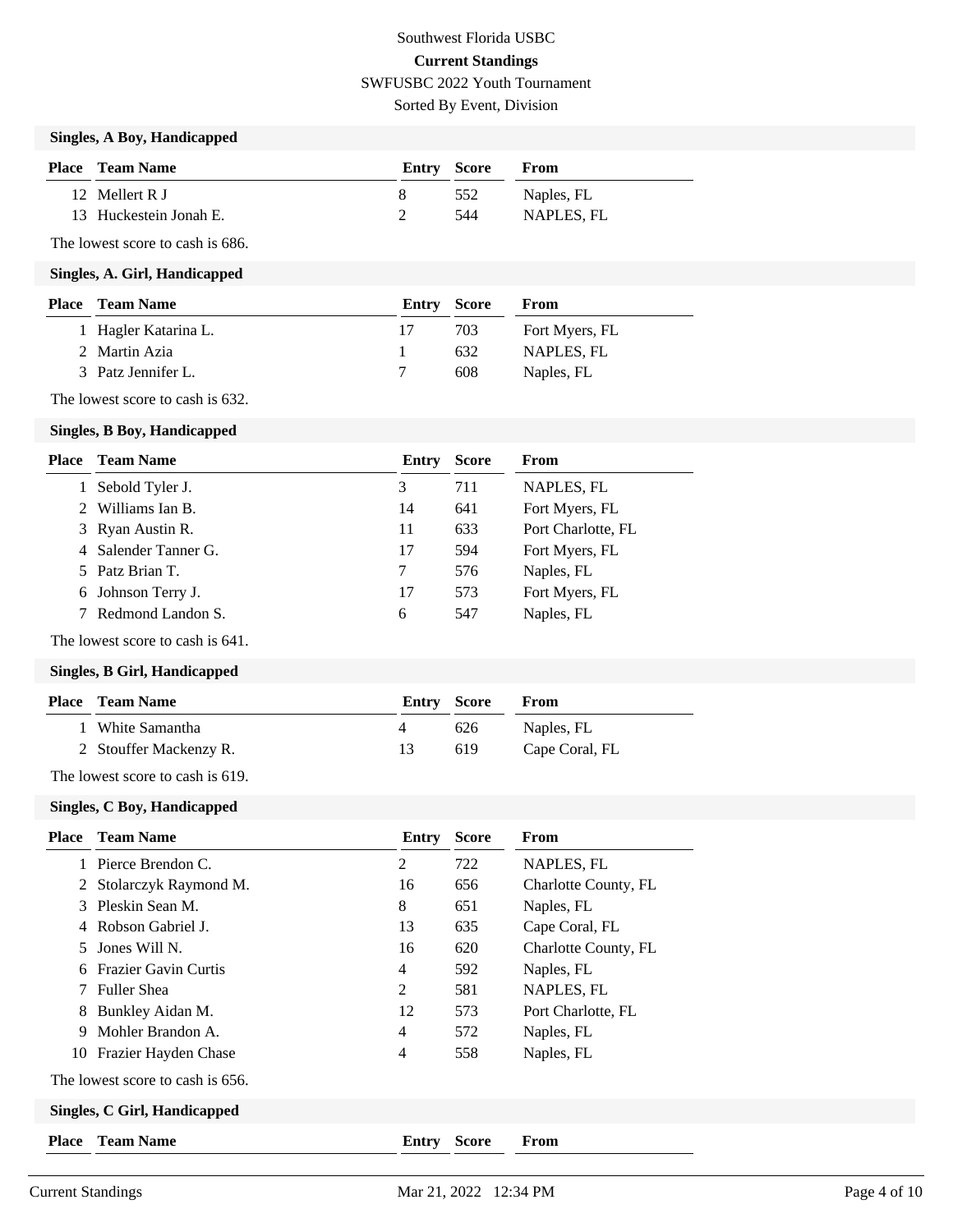Southwest Florida USBC

**Current Standings**

SWFUSBC 2022 Youth Tournament

Sorted By Event, Division

### Singles, A Boy, Handicapped

| Place | Team Name | Entry | Score | From |
|---|---|---|---|---|
| 12 | Mellert R J | 8 | 552 | Naples, FL |
| 13 | Huckestein Jonah E. | 2 | 544 | NAPLES, FL |

The lowest score to cash is 686.

### Singles, A. Girl, Handicapped

| Place | Team Name | Entry | Score | From |
|---|---|---|---|---|
| 1 | Hagler Katarina L. | 17 | 703 | Fort Myers, FL |
| 2 | Martin Azia | 1 | 632 | NAPLES, FL |
| 3 | Patz Jennifer L. | 7 | 608 | Naples, FL |

The lowest score to cash is 632.

### Singles, B Boy, Handicapped

| Place | Team Name | Entry | Score | From |
|---|---|---|---|---|
| 1 | Sebold Tyler J. | 3 | 711 | NAPLES, FL |
| 2 | Williams Ian B. | 14 | 641 | Fort Myers, FL |
| 3 | Ryan Austin R. | 11 | 633 | Port Charlotte, FL |
| 4 | Salender Tanner G. | 17 | 594 | Fort Myers, FL |
| 5 | Patz Brian T. | 7 | 576 | Naples, FL |
| 6 | Johnson Terry J. | 17 | 573 | Fort Myers, FL |
| 7 | Redmond Landon S. | 6 | 547 | Naples, FL |

The lowest score to cash is 641.

### Singles, B Girl, Handicapped

| Place | Team Name | Entry | Score | From |
|---|---|---|---|---|
| 1 | White Samantha | 4 | 626 | Naples, FL |
| 2 | Stouffer Mackenzy R. | 13 | 619 | Cape Coral, FL |

The lowest score to cash is 619.

### Singles, C Boy, Handicapped

| Place | Team Name | Entry | Score | From |
|---|---|---|---|---|
| 1 | Pierce Brendon C. | 2 | 722 | NAPLES, FL |
| 2 | Stolarczyk Raymond M. | 16 | 656 | Charlotte County, FL |
| 3 | Pleskin Sean M. | 8 | 651 | Naples, FL |
| 4 | Robson Gabriel J. | 13 | 635 | Cape Coral, FL |
| 5 | Jones Will N. | 16 | 620 | Charlotte County, FL |
| 6 | Frazier Gavin Curtis | 4 | 592 | Naples, FL |
| 7 | Fuller Shea | 2 | 581 | NAPLES, FL |
| 8 | Bunkley Aidan M. | 12 | 573 | Port Charlotte, FL |
| 9 | Mohler Brandon A. | 4 | 572 | Naples, FL |
| 10 | Frazier Hayden Chase | 4 | 558 | Naples, FL |

The lowest score to cash is 656.

### Singles, C Girl, Handicapped

| Place | Team Name | Entry | Score | From |
|---|---|---|---|---|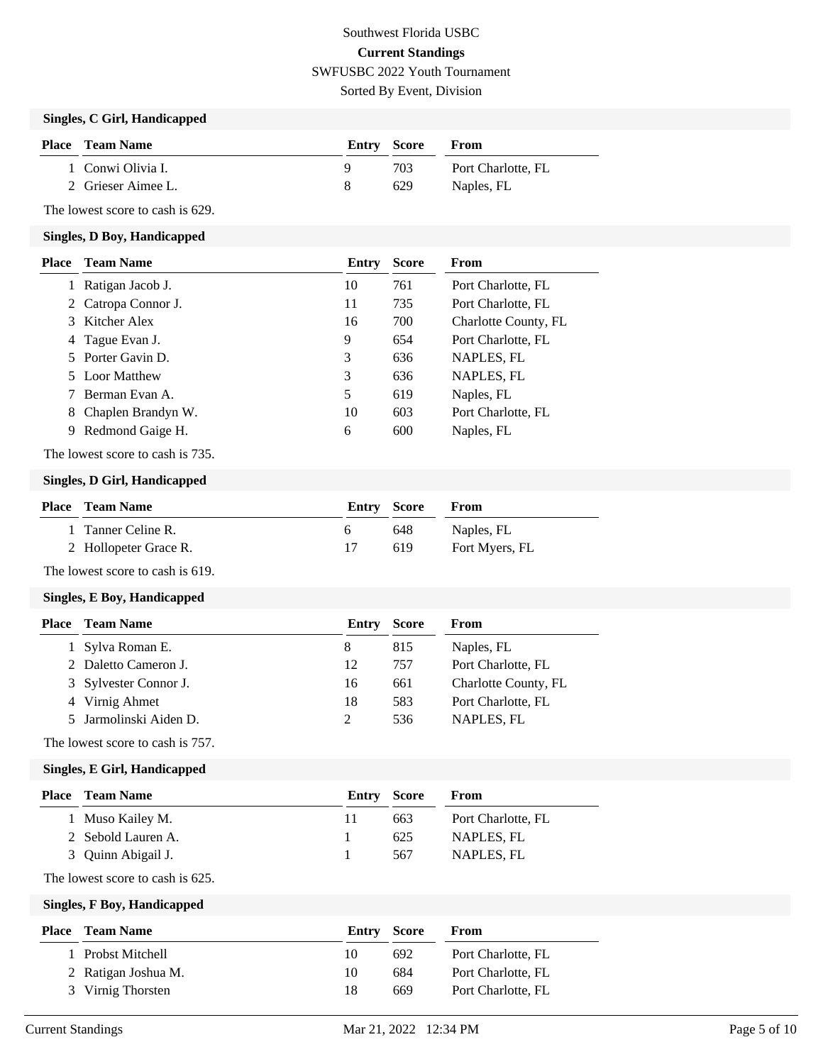Southwest Florida USBC

**Current Standings**

SWFUSBC 2022 Youth Tournament

Sorted By Event, Division

### Singles, C Girl, Handicapped

| Place | Team Name | Entry | Score | From |
|---|---|---|---|---|
| 1 | Conwi Olivia I. | 9 | 703 | Port Charlotte, FL |
| 2 | Grieser Aimee L. | 8 | 629 | Naples, FL |

The lowest score to cash is 629.

### Singles, D Boy, Handicapped

| Place | Team Name | Entry | Score | From |
|---|---|---|---|---|
| 1 | Ratigan Jacob J. | 10 | 761 | Port Charlotte, FL |
| 2 | Catropa Connor J. | 11 | 735 | Port Charlotte, FL |
| 3 | Kitcher Alex | 16 | 700 | Charlotte County, FL |
| 4 | Tague Evan J. | 9 | 654 | Port Charlotte, FL |
| 5 | Porter Gavin D. | 3 | 636 | NAPLES, FL |
| 5 | Loor Matthew | 3 | 636 | NAPLES, FL |
| 7 | Berman Evan A. | 5 | 619 | Naples, FL |
| 8 | Chaplen Brandyn W. | 10 | 603 | Port Charlotte, FL |
| 9 | Redmond Gaige H. | 6 | 600 | Naples, FL |

The lowest score to cash is 735.

### Singles, D Girl, Handicapped

| Place | Team Name | Entry | Score | From |
|---|---|---|---|---|
| 1 | Tanner Celine R. | 6 | 648 | Naples, FL |
| 2 | Hollopeter Grace R. | 17 | 619 | Fort Myers, FL |

The lowest score to cash is 619.

### Singles, E Boy, Handicapped

| Place | Team Name | Entry | Score | From |
|---|---|---|---|---|
| 1 | Sylva Roman E. | 8 | 815 | Naples, FL |
| 2 | Daletto Cameron J. | 12 | 757 | Port Charlotte, FL |
| 3 | Sylvester Connor J. | 16 | 661 | Charlotte County, FL |
| 4 | Virnig Ahmet | 18 | 583 | Port Charlotte, FL |
| 5 | Jarmolinski Aiden D. | 2 | 536 | NAPLES, FL |

The lowest score to cash is 757.

### Singles, E Girl, Handicapped

| Place | Team Name | Entry | Score | From |
|---|---|---|---|---|
| 1 | Muso Kailey M. | 11 | 663 | Port Charlotte, FL |
| 2 | Sebold Lauren A. | 1 | 625 | NAPLES, FL |
| 3 | Quinn Abigail J. | 1 | 567 | NAPLES, FL |

The lowest score to cash is 625.

### Singles, F Boy, Handicapped

| Place | Team Name | Entry | Score | From |
|---|---|---|---|---|
| 1 | Probst Mitchell | 10 | 692 | Port Charlotte, FL |
| 2 | Ratigan Joshua M. | 10 | 684 | Port Charlotte, FL |
| 3 | Virnig Thorsten | 18 | 669 | Port Charlotte, FL |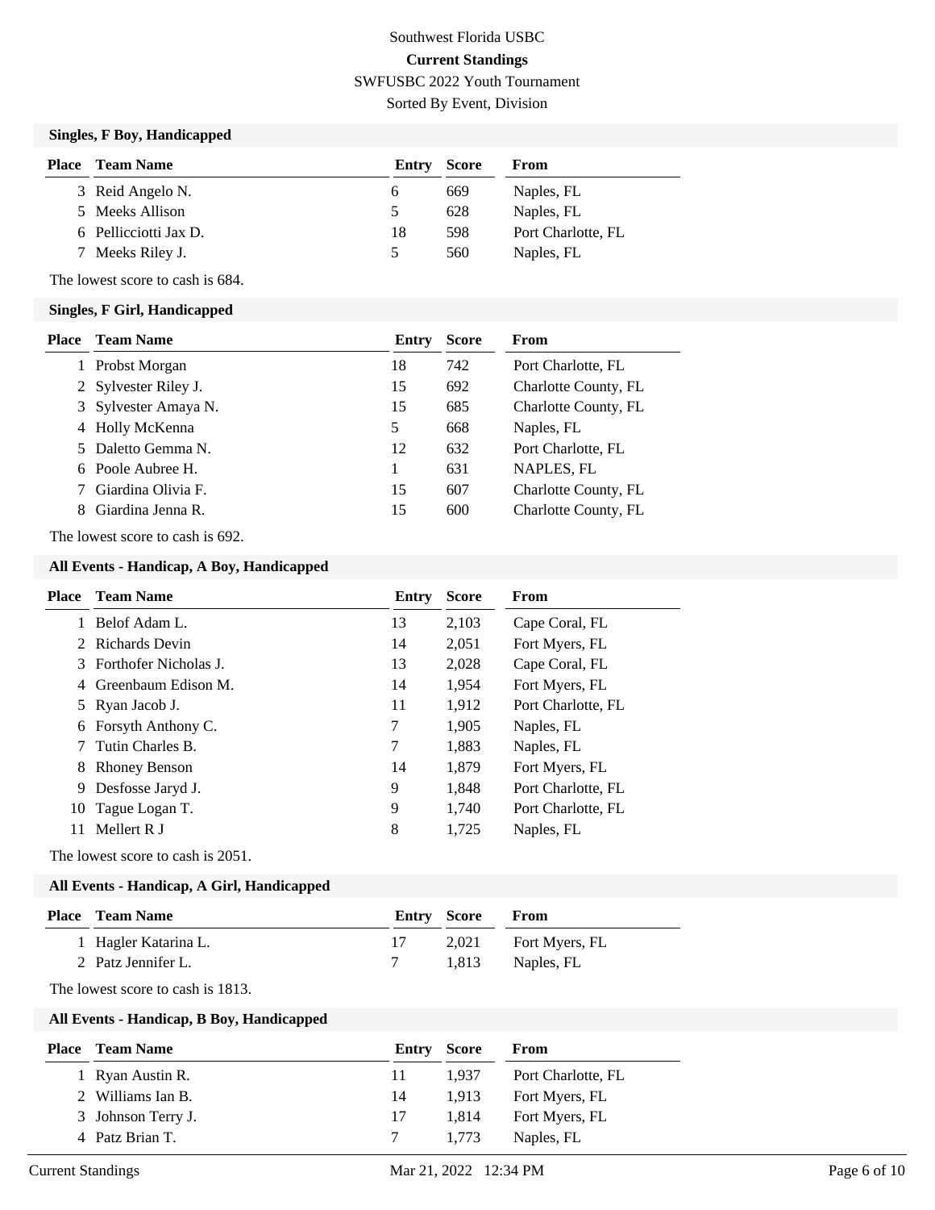Southwest Florida USBC

**Current Standings**

SWFUSBC 2022 Youth Tournament

Sorted By Event, Division

### Singles, F Boy, Handicapped

| Place | Team Name | Entry | Score | From |
|---|---|---|---|---|
| 3 | Reid Angelo N. | 6 | 669 | Naples, FL |
| 5 | Meeks Allison | 5 | 628 | Naples, FL |
| 6 | Pellicciotti Jax D. | 18 | 598 | Port Charlotte, FL |
| 7 | Meeks Riley J. | 5 | 560 | Naples, FL |

The lowest score to cash is 684.

### Singles, F Girl, Handicapped

| Place | Team Name | Entry | Score | From |
|---|---|---|---|---|
| 1 | Probst Morgan | 18 | 742 | Port Charlotte, FL |
| 2 | Sylvester Riley J. | 15 | 692 | Charlotte County, FL |
| 3 | Sylvester Amaya N. | 15 | 685 | Charlotte County, FL |
| 4 | Holly McKenna | 5 | 668 | Naples, FL |
| 5 | Daletto Gemma N. | 12 | 632 | Port Charlotte, FL |
| 6 | Poole Aubree H. | 1 | 631 | NAPLES, FL |
| 7 | Giardina Olivia F. | 15 | 607 | Charlotte County, FL |
| 8 | Giardina Jenna R. | 15 | 600 | Charlotte County, FL |

The lowest score to cash is 692.

### All Events - Handicap, A Boy, Handicapped

| Place | Team Name | Entry | Score | From |
|---|---|---|---|---|
| 1 | Belof Adam L. | 13 | 2,103 | Cape Coral, FL |
| 2 | Richards Devin | 14 | 2,051 | Fort Myers, FL |
| 3 | Forthofer Nicholas J. | 13 | 2,028 | Cape Coral, FL |
| 4 | Greenbaum Edison M. | 14 | 1,954 | Fort Myers, FL |
| 5 | Ryan Jacob J. | 11 | 1,912 | Port Charlotte, FL |
| 6 | Forsyth Anthony C. | 7 | 1,905 | Naples, FL |
| 7 | Tutin Charles B. | 7 | 1,883 | Naples, FL |
| 8 | Rhoney Benson | 14 | 1,879 | Fort Myers, FL |
| 9 | Desfosse Jaryd J. | 9 | 1,848 | Port Charlotte, FL |
| 10 | Tague Logan T. | 9 | 1,740 | Port Charlotte, FL |
| 11 | Mellert R J | 8 | 1,725 | Naples, FL |

The lowest score to cash is 2051.

### All Events - Handicap, A Girl, Handicapped

| Place | Team Name | Entry | Score | From |
|---|---|---|---|---|
| 1 | Hagler Katarina L. | 17 | 2,021 | Fort Myers, FL |
| 2 | Patz Jennifer L. | 7 | 1,813 | Naples, FL |

The lowest score to cash is 1813.

### All Events - Handicap, B Boy, Handicapped

| Place | Team Name | Entry | Score | From |
|---|---|---|---|---|
| 1 | Ryan Austin R. | 11 | 1,937 | Port Charlotte, FL |
| 2 | Williams Ian B. | 14 | 1,913 | Fort Myers, FL |
| 3 | Johnson Terry J. | 17 | 1,814 | Fort Myers, FL |
| 4 | Patz Brian T. | 7 | 1,773 | Naples, FL |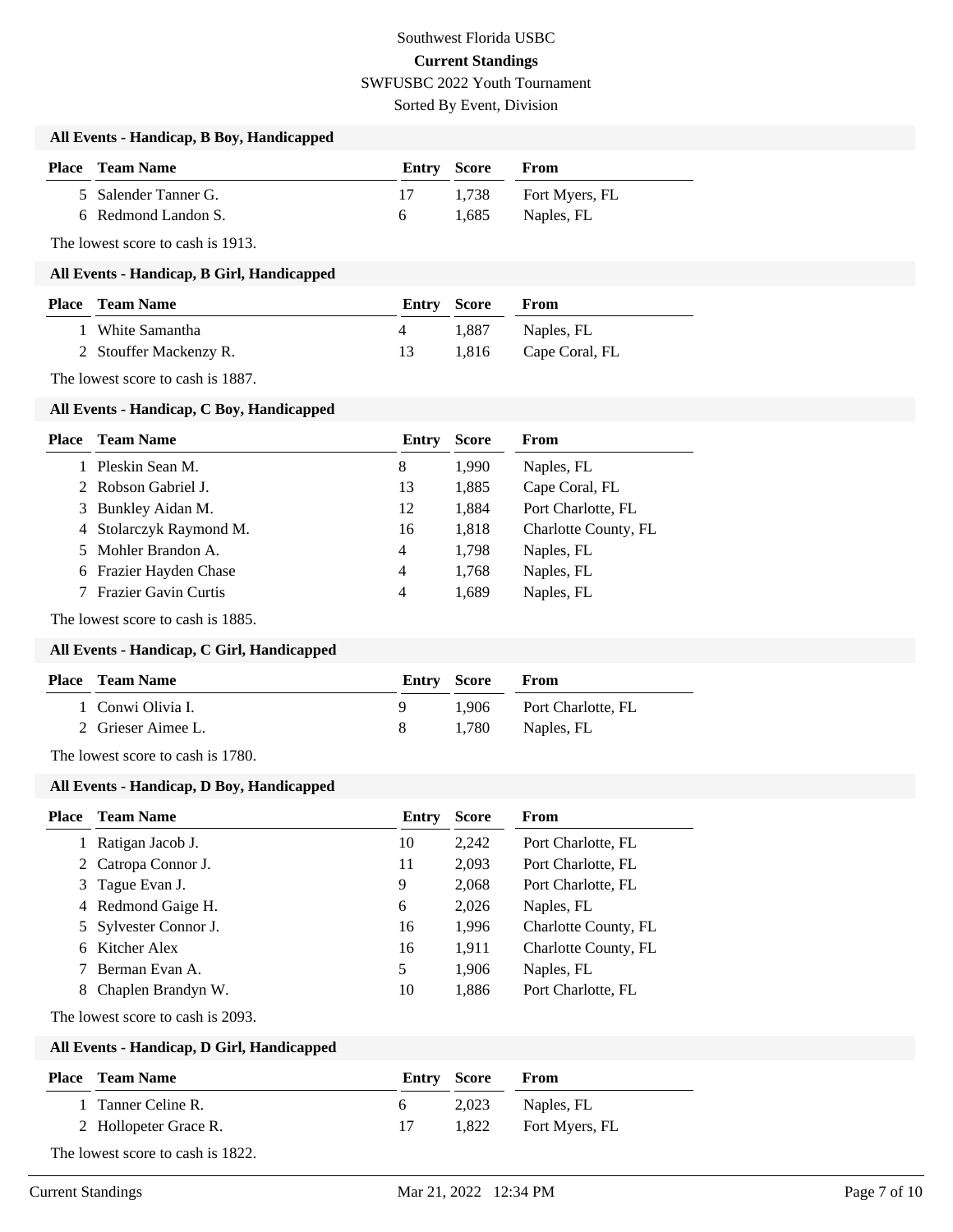Southwest Florida USBC

**Current Standings**

SWFUSBC 2022 Youth Tournament

Sorted By Event, Division

### All Events - Handicap, B Boy, Handicapped

| Place | Team Name | Entry | Score | From |
|---|---|---|---|---|
| 5 | Salender Tanner G. | 17 | 1,738 | Fort Myers, FL |
| 6 | Redmond Landon S. | 6 | 1,685 | Naples, FL |

The lowest score to cash is 1913.

### All Events - Handicap, B Girl, Handicapped

| Place | Team Name | Entry | Score | From |
|---|---|---|---|---|
| 1 | White Samantha | 4 | 1,887 | Naples, FL |
| 2 | Stouffer Mackenzy R. | 13 | 1,816 | Cape Coral, FL |

The lowest score to cash is 1887.

### All Events - Handicap, C Boy, Handicapped

| Place | Team Name | Entry | Score | From |
|---|---|---|---|---|
| 1 | Pleskin Sean M. | 8 | 1,990 | Naples, FL |
| 2 | Robson Gabriel J. | 13 | 1,885 | Cape Coral, FL |
| 3 | Bunkley Aidan M. | 12 | 1,884 | Port Charlotte, FL |
| 4 | Stolarczyk Raymond M. | 16 | 1,818 | Charlotte County, FL |
| 5 | Mohler Brandon A. | 4 | 1,798 | Naples, FL |
| 6 | Frazier Hayden Chase | 4 | 1,768 | Naples, FL |
| 7 | Frazier Gavin Curtis | 4 | 1,689 | Naples, FL |

The lowest score to cash is 1885.

### All Events - Handicap, C Girl, Handicapped

| Place | Team Name | Entry | Score | From |
|---|---|---|---|---|
| 1 | Conwi Olivia I. | 9 | 1,906 | Port Charlotte, FL |
| 2 | Grieser Aimee L. | 8 | 1,780 | Naples, FL |

The lowest score to cash is 1780.

### All Events - Handicap, D Boy, Handicapped

| Place | Team Name | Entry | Score | From |
|---|---|---|---|---|
| 1 | Ratigan Jacob J. | 10 | 2,242 | Port Charlotte, FL |
| 2 | Catropa Connor J. | 11 | 2,093 | Port Charlotte, FL |
| 3 | Tague Evan J. | 9 | 2,068 | Port Charlotte, FL |
| 4 | Redmond Gaige H. | 6 | 2,026 | Naples, FL |
| 5 | Sylvester Connor J. | 16 | 1,996 | Charlotte County, FL |
| 6 | Kitcher Alex | 16 | 1,911 | Charlotte County, FL |
| 7 | Berman Evan A. | 5 | 1,906 | Naples, FL |
| 8 | Chaplen Brandyn W. | 10 | 1,886 | Port Charlotte, FL |

The lowest score to cash is 2093.

### All Events - Handicap, D Girl, Handicapped

| Place | Team Name | Entry | Score | From |
|---|---|---|---|---|
| 1 | Tanner Celine R. | 6 | 2,023 | Naples, FL |
| 2 | Hollopeter Grace R. | 17 | 1,822 | Fort Myers, FL |

The lowest score to cash is 1822.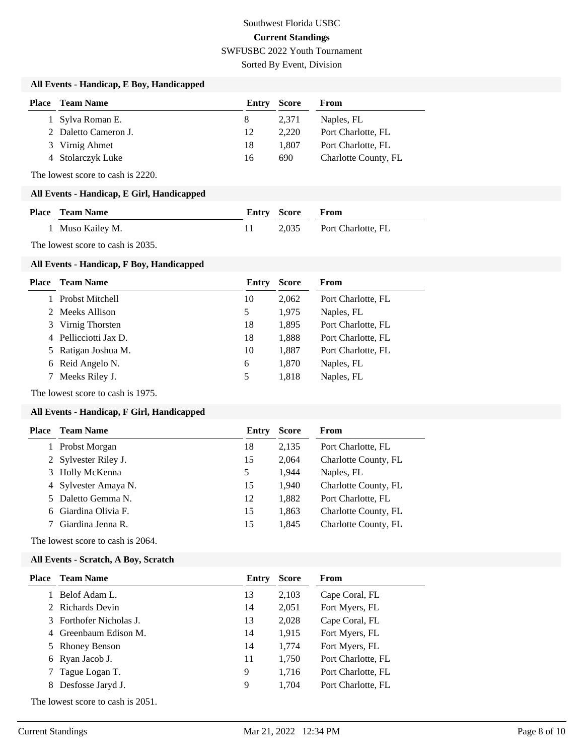Southwest Florida USBC

**Current Standings**

SWFUSBC 2022 Youth Tournament

Sorted By Event, Division

### All Events - Handicap, E Boy, Handicapped

| Place | Team Name | Entry | Score | From |
|---|---|---|---|---|
| 1 | Sylva Roman E. | 8 | 2,371 | Naples, FL |
| 2 | Daletto Cameron J. | 12 | 2,220 | Port Charlotte, FL |
| 3 | Virnig Ahmet | 18 | 1,807 | Port Charlotte, FL |
| 4 | Stolarczyk Luke | 16 | 690 | Charlotte County, FL |

The lowest score to cash is 2220.

### All Events - Handicap, E Girl, Handicapped

| Place | Team Name | Entry | Score | From |
|---|---|---|---|---|
| 1 | Muso Kailey M. | 11 | 2,035 | Port Charlotte, FL |

The lowest score to cash is 2035.

### All Events - Handicap, F Boy, Handicapped

| Place | Team Name | Entry | Score | From |
|---|---|---|---|---|
| 1 | Probst Mitchell | 10 | 2,062 | Port Charlotte, FL |
| 2 | Meeks Allison | 5 | 1,975 | Naples, FL |
| 3 | Virnig Thorsten | 18 | 1,895 | Port Charlotte, FL |
| 4 | Pellicciotti Jax D. | 18 | 1,888 | Port Charlotte, FL |
| 5 | Ratigan Joshua M. | 10 | 1,887 | Port Charlotte, FL |
| 6 | Reid Angelo N. | 6 | 1,870 | Naples, FL |
| 7 | Meeks Riley J. | 5 | 1,818 | Naples, FL |

The lowest score to cash is 1975.

### All Events - Handicap, F Girl, Handicapped

| Place | Team Name | Entry | Score | From |
|---|---|---|---|---|
| 1 | Probst Morgan | 18 | 2,135 | Port Charlotte, FL |
| 2 | Sylvester Riley J. | 15 | 2,064 | Charlotte County, FL |
| 3 | Holly McKenna | 5 | 1,944 | Naples, FL |
| 4 | Sylvester Amaya N. | 15 | 1,940 | Charlotte County, FL |
| 5 | Daletto Gemma N. | 12 | 1,882 | Port Charlotte, FL |
| 6 | Giardina Olivia F. | 15 | 1,863 | Charlotte County, FL |
| 7 | Giardina Jenna R. | 15 | 1,845 | Charlotte County, FL |

The lowest score to cash is 2064.

### All Events - Scratch, A Boy, Scratch

| Place | Team Name | Entry | Score | From |
|---|---|---|---|---|
| 1 | Belof Adam L. | 13 | 2,103 | Cape Coral, FL |
| 2 | Richards Devin | 14 | 2,051 | Fort Myers, FL |
| 3 | Forthofer Nicholas J. | 13 | 2,028 | Cape Coral, FL |
| 4 | Greenbaum Edison M. | 14 | 1,915 | Fort Myers, FL |
| 5 | Rhoney Benson | 14 | 1,774 | Fort Myers, FL |
| 6 | Ryan Jacob J. | 11 | 1,750 | Port Charlotte, FL |
| 7 | Tague Logan T. | 9 | 1,716 | Port Charlotte, FL |
| 8 | Desfosse Jaryd J. | 9 | 1,704 | Port Charlotte, FL |

The lowest score to cash is 2051.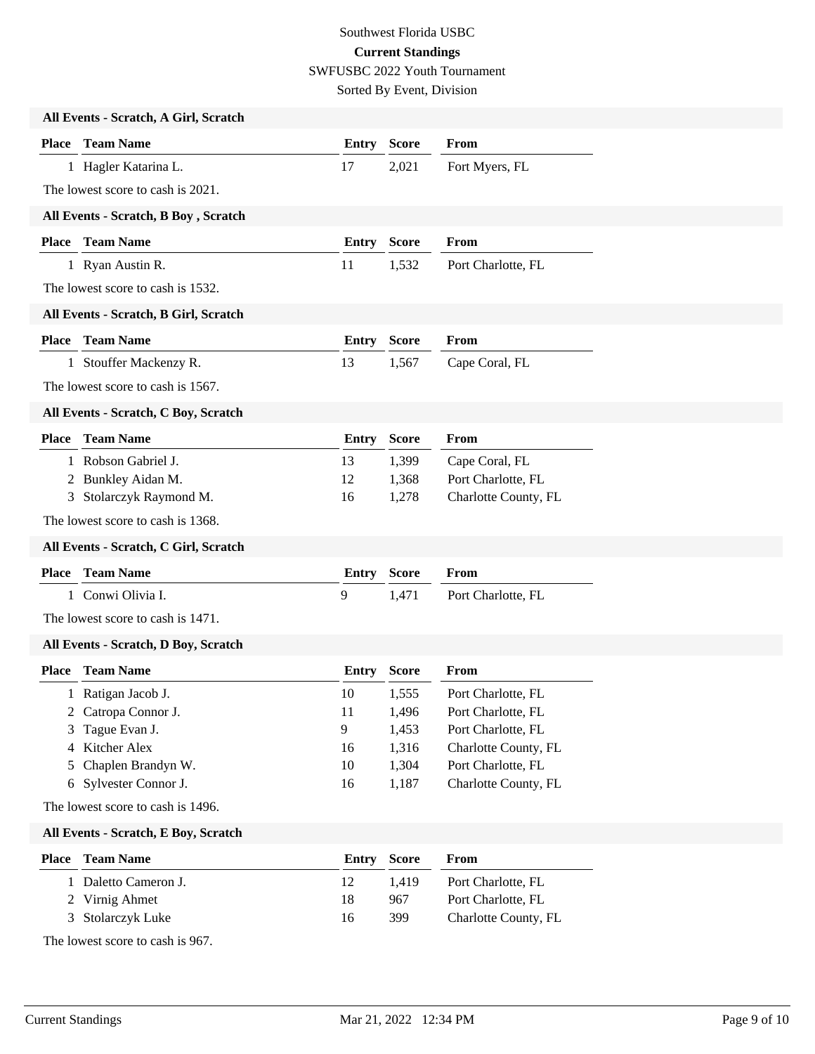Southwest Florida USBC

**Current Standings**

SWFUSBC 2022 Youth Tournament

Sorted By Event, Division

### All Events - Scratch, A Girl, Scratch

| Place | Team Name | Entry | Score | From |
|---|---|---|---|---|
| 1 | Hagler Katarina L. | 17 | 2,021 | Fort Myers, FL |

The lowest score to cash is 2021.

### All Events - Scratch, B Boy , Scratch

| Place | Team Name | Entry | Score | From |
|---|---|---|---|---|
| 1 | Ryan Austin R. | 11 | 1,532 | Port Charlotte, FL |

The lowest score to cash is 1532.

### All Events - Scratch, B Girl, Scratch

| Place | Team Name | Entry | Score | From |
|---|---|---|---|---|
| 1 | Stouffer Mackenzy R. | 13 | 1,567 | Cape Coral, FL |

The lowest score to cash is 1567.

### All Events - Scratch, C Boy, Scratch

| Place | Team Name | Entry | Score | From |
|---|---|---|---|---|
| 1 | Robson Gabriel J. | 13 | 1,399 | Cape Coral, FL |
| 2 | Bunkley Aidan M. | 12 | 1,368 | Port Charlotte, FL |
| 3 | Stolarczyk Raymond M. | 16 | 1,278 | Charlotte County, FL |

The lowest score to cash is 1368.

### All Events - Scratch, C Girl, Scratch

| Place | Team Name | Entry | Score | From |
|---|---|---|---|---|
| 1 | Conwi Olivia I. | 9 | 1,471 | Port Charlotte, FL |

The lowest score to cash is 1471.

### All Events - Scratch, D Boy, Scratch

| Place | Team Name | Entry | Score | From |
|---|---|---|---|---|
| 1 | Ratigan Jacob J. | 10 | 1,555 | Port Charlotte, FL |
| 2 | Catropa Connor J. | 11 | 1,496 | Port Charlotte, FL |
| 3 | Tague Evan J. | 9 | 1,453 | Port Charlotte, FL |
| 4 | Kitcher Alex | 16 | 1,316 | Charlotte County, FL |
| 5 | Chaplen Brandyn W. | 10 | 1,304 | Port Charlotte, FL |
| 6 | Sylvester Connor J. | 16 | 1,187 | Charlotte County, FL |

The lowest score to cash is 1496.

### All Events - Scratch, E Boy, Scratch

| Place | Team Name | Entry | Score | From |
|---|---|---|---|---|
| 1 | Daletto Cameron J. | 12 | 1,419 | Port Charlotte, FL |
| 2 | Virnig Ahmet | 18 | 967 | Port Charlotte, FL |
| 3 | Stolarczyk Luke | 16 | 399 | Charlotte County, FL |

The lowest score to cash is 967.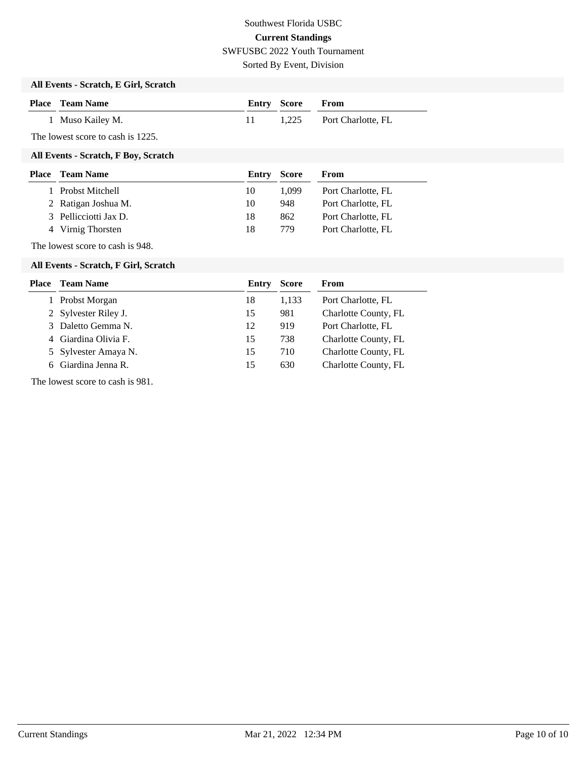Southwest Florida USBC

**Current Standings**

SWFUSBC 2022 Youth Tournament

Sorted By Event, Division

### All Events - Scratch, E Girl, Scratch

| Place | Team Name | Entry | Score | From |
|---|---|---|---|---|
| 1 | Muso Kailey M. | 11 | 1,225 | Port Charlotte, FL |

The lowest score to cash is 1225.

### All Events - Scratch, F Boy, Scratch

| Place | Team Name | Entry | Score | From |
|---|---|---|---|---|
| 1 | Probst Mitchell | 10 | 1,099 | Port Charlotte, FL |
| 2 | Ratigan Joshua M. | 10 | 948 | Port Charlotte, FL |
| 3 | Pellicciotti Jax D. | 18 | 862 | Port Charlotte, FL |
| 4 | Virnig Thorsten | 18 | 779 | Port Charlotte, FL |

The lowest score to cash is 948.

### All Events - Scratch, F Girl, Scratch

| Place | Team Name | Entry | Score | From |
|---|---|---|---|---|
| 1 | Probst Morgan | 18 | 1,133 | Port Charlotte, FL |
| 2 | Sylvester Riley J. | 15 | 981 | Charlotte County, FL |
| 3 | Daletto Gemma N. | 12 | 919 | Port Charlotte, FL |
| 4 | Giardina Olivia F. | 15 | 738 | Charlotte County, FL |
| 5 | Sylvester Amaya N. | 15 | 710 | Charlotte County, FL |
| 6 | Giardina Jenna R. | 15 | 630 | Charlotte County, FL |

The lowest score to cash is 981.